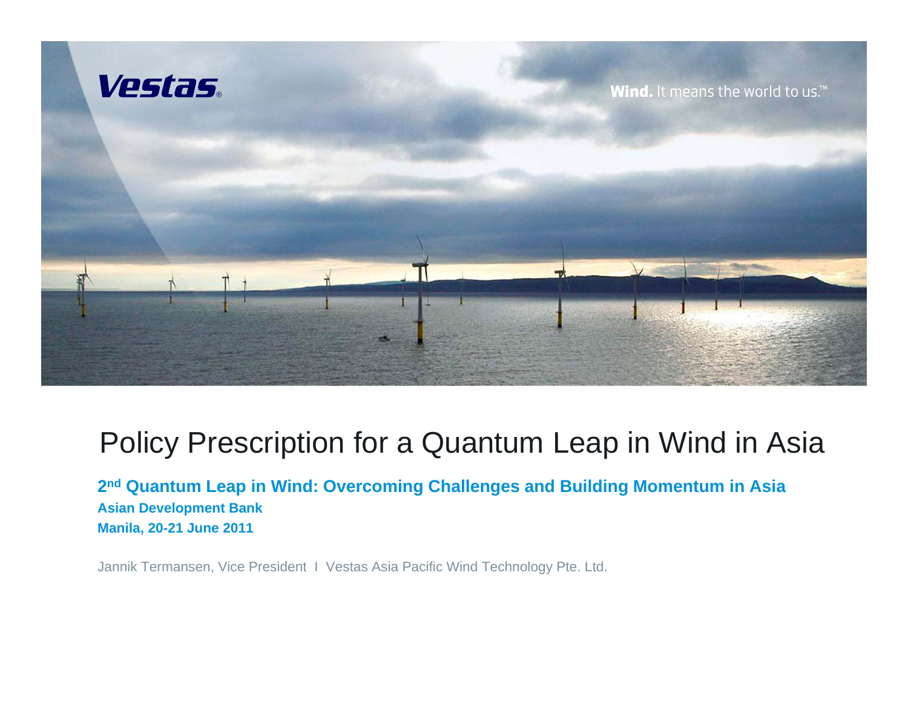Vestas

Wind. It means the world to us.™

# Policy Prescription for a Quantum Leap in Wind in Asia

**2nd Quantum Leap in Wind: Overcoming Challenges and Building Momentum in Asia**

**Asian Development Bank**

**Manila, 20-21 June 2011**

Jannik Termansen, Vice President I Vestas Asia Pacific Wind Technology Pte. Ltd.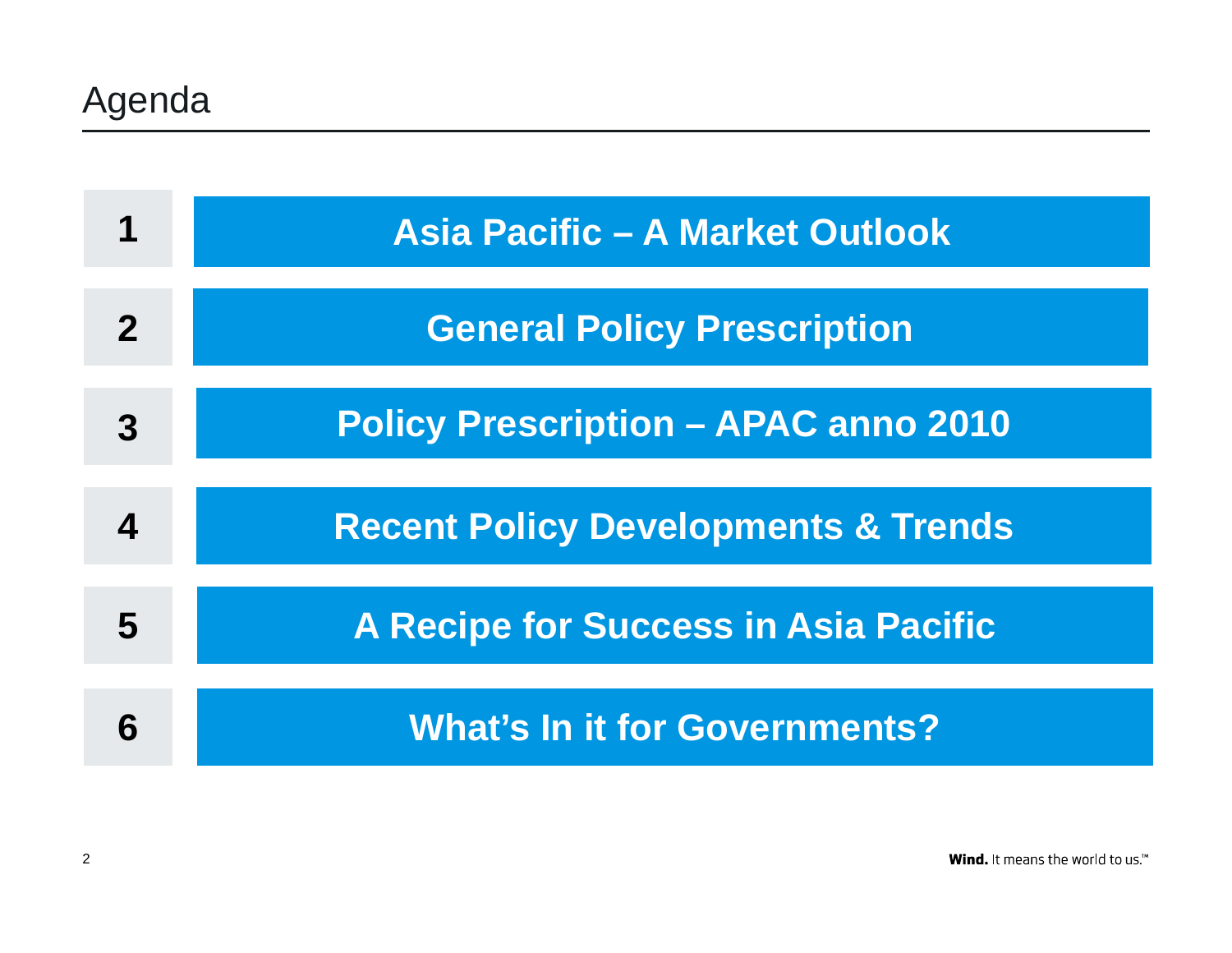# Agenda

1. Asia Pacific – A Market Outlook
2. General Policy Prescription
3. Policy Prescription – APAC anno 2010
4. Recent Policy Developments & Trends
5. A Recipe for Success in Asia Pacific
6. What's In it for Governments?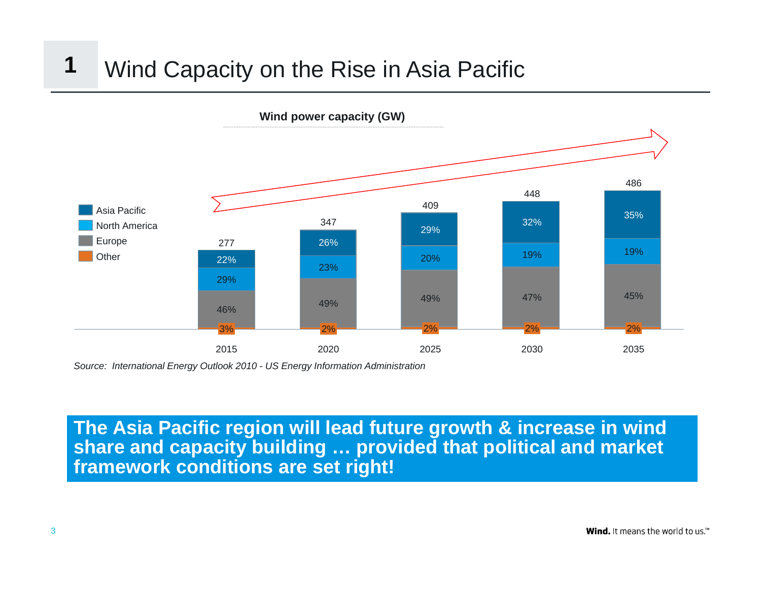# 1 Wind Capacity on the Rise in Asia Pacific

**Wind power capacity (GW)**

| | 2015 | 2020 | 2025 | 2030 | 2035 |
|---|---|---|---|---|---|
| Total | 277 | 347 | 409 | 448 | 486 |
| Asia Pacific | 22% | 26% | 29% | 32% | 35% |
| North America | 29% | 23% | 20% | 19% | 19% |
| Europe | 46% | 49% | 49% | 47% | 45% |
| Other | 3% | 2% | 2% | 2% | 2% |

*Source: International Energy Outlook 2010 - US Energy Information Administration*

**The Asia Pacific region will lead future growth & increase in wind share and capacity building … provided that political and market framework conditions are set right!**

**Wind.** It means the world to us.™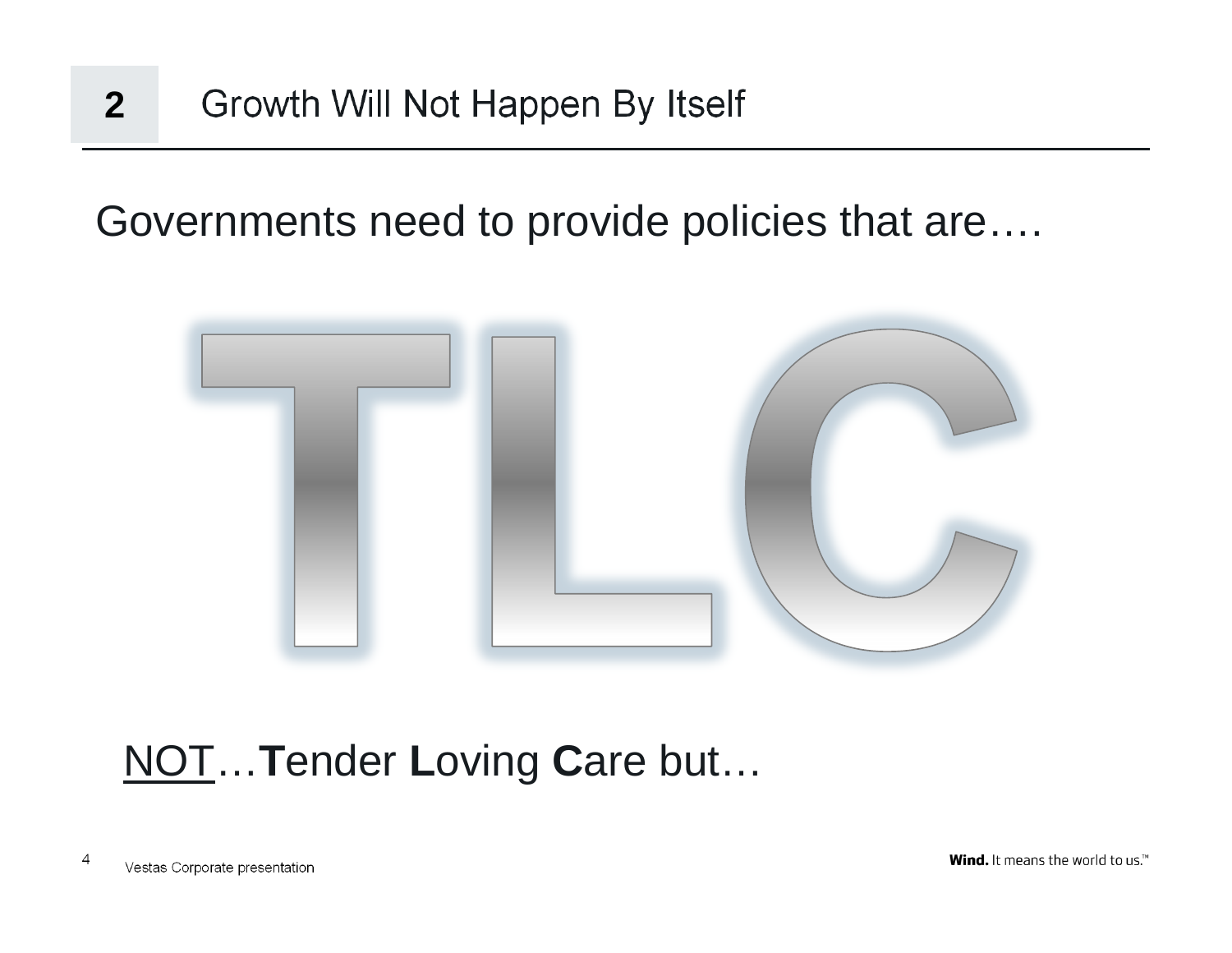## 2 Growth Will Not Happen By Itself

Governments need to provide policies that are….

# TLC

NOT…**T**ender **L**oving **C**are but…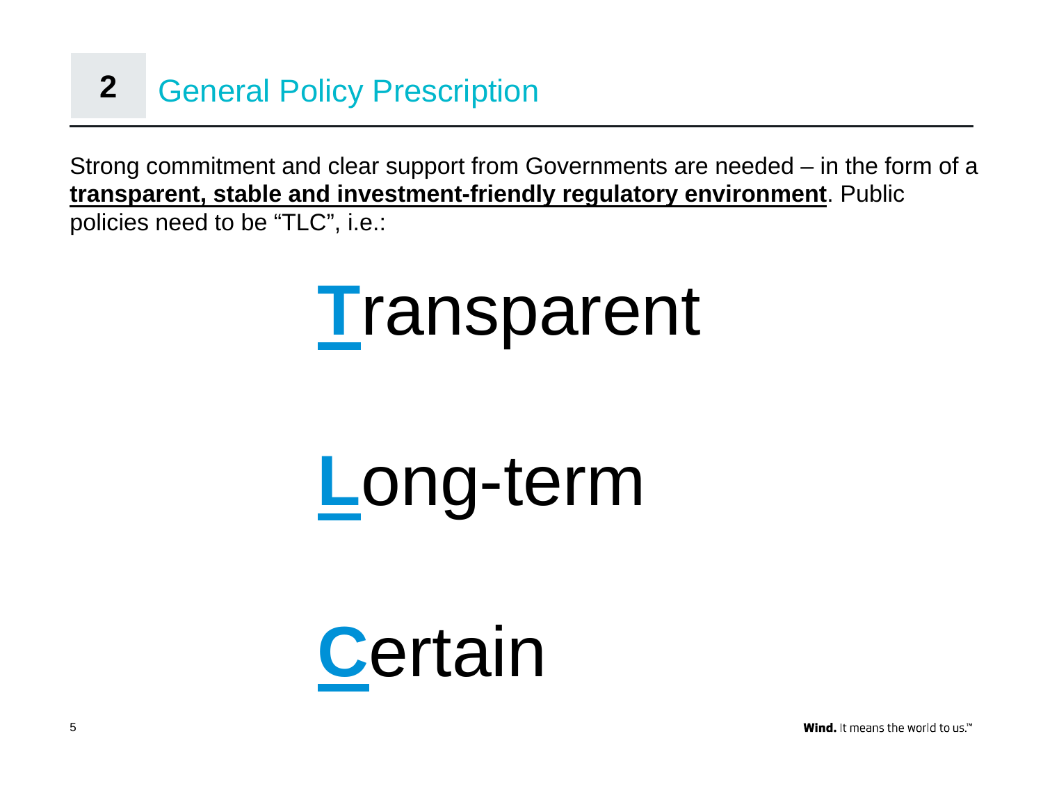## 2 General Policy Prescription

Strong commitment and clear support from Governments are needed – in the form of a **transparent, stable and investment-friendly regulatory environment**. Public policies need to be “TLC”, i.e.:

# **T**ransparent

# **L**ong-term

# **C**ertain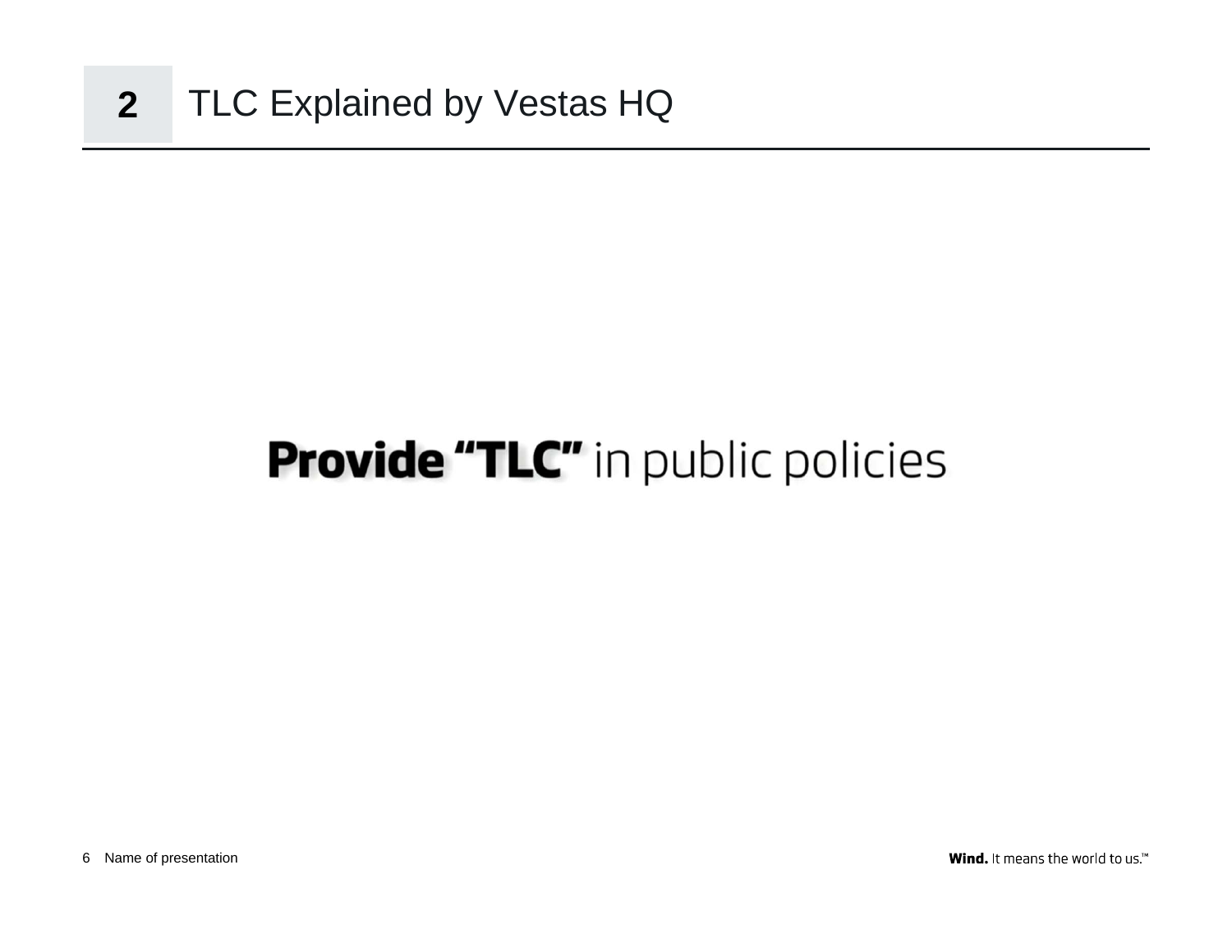## 2 TLC Explained by Vestas HQ

**Provide "TLC"** in public policies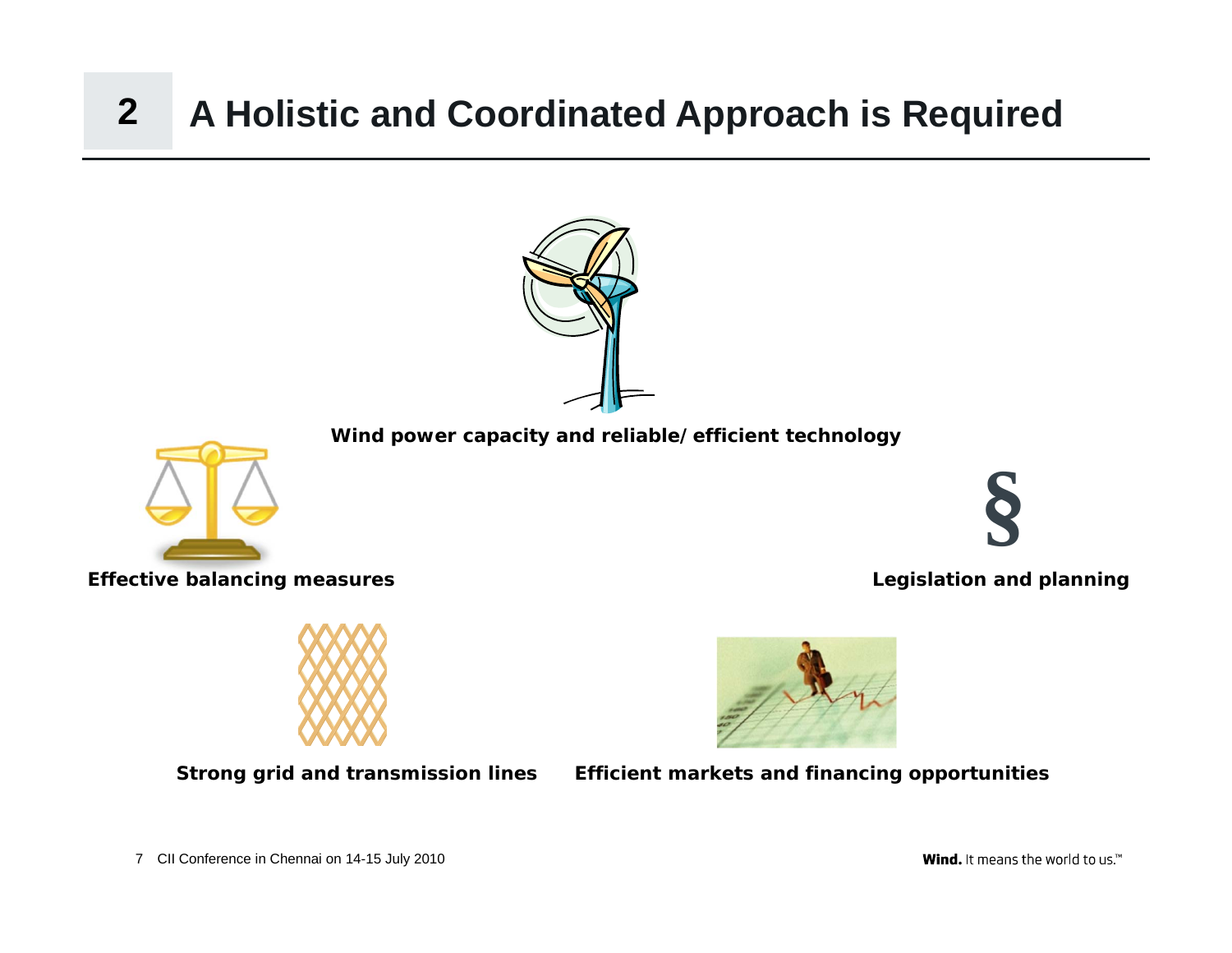# 2 A Holistic and Coordinated Approach is Required

**Wind power capacity and reliable/efficient technology**

**Effective balancing measures**

§

**Legislation and planning**

**Strong grid and transmission lines**

**Efficient markets and financing opportunities**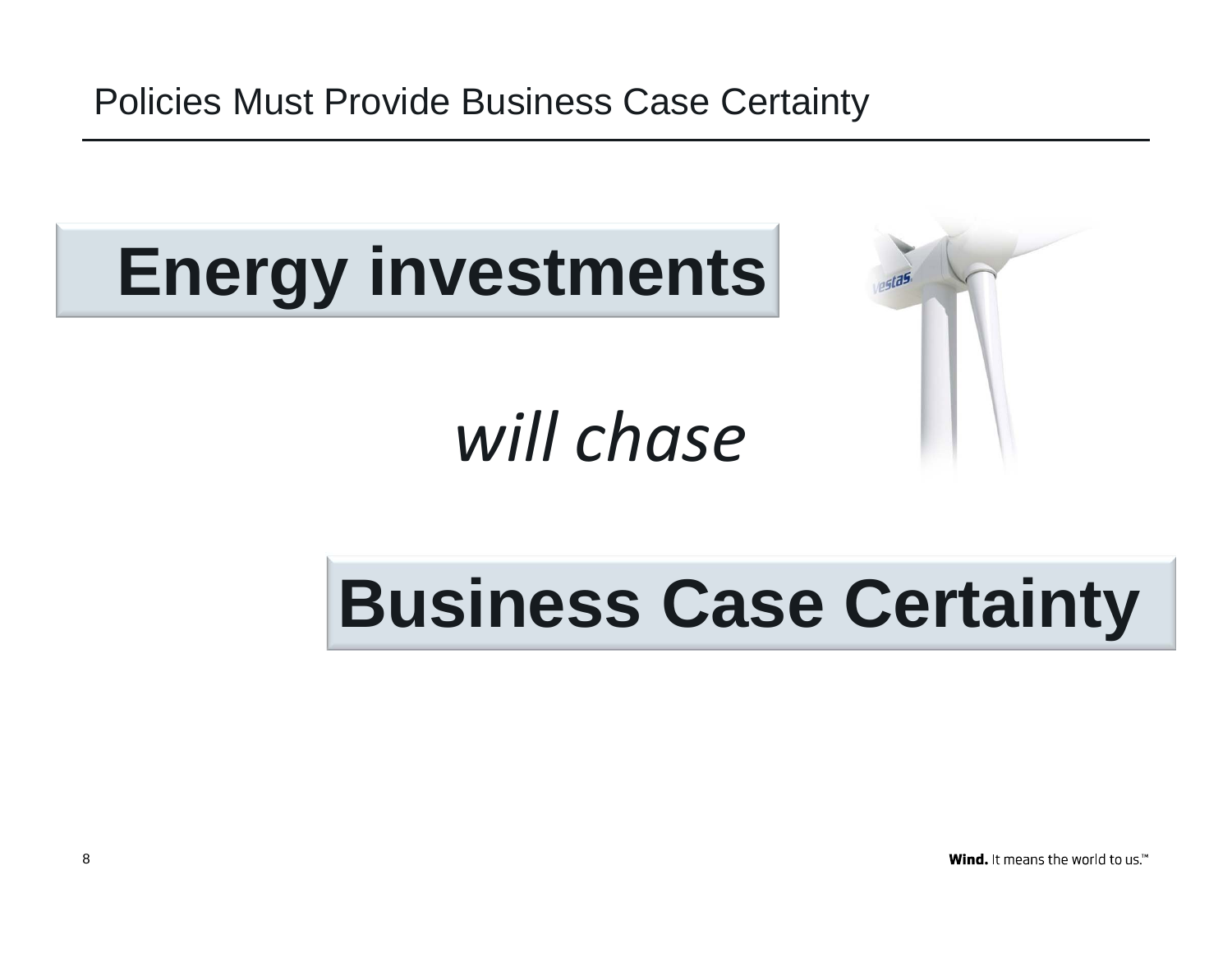# Policies Must Provide Business Case Certainty

**Energy investments**

*will chase*

**Business Case Certainty**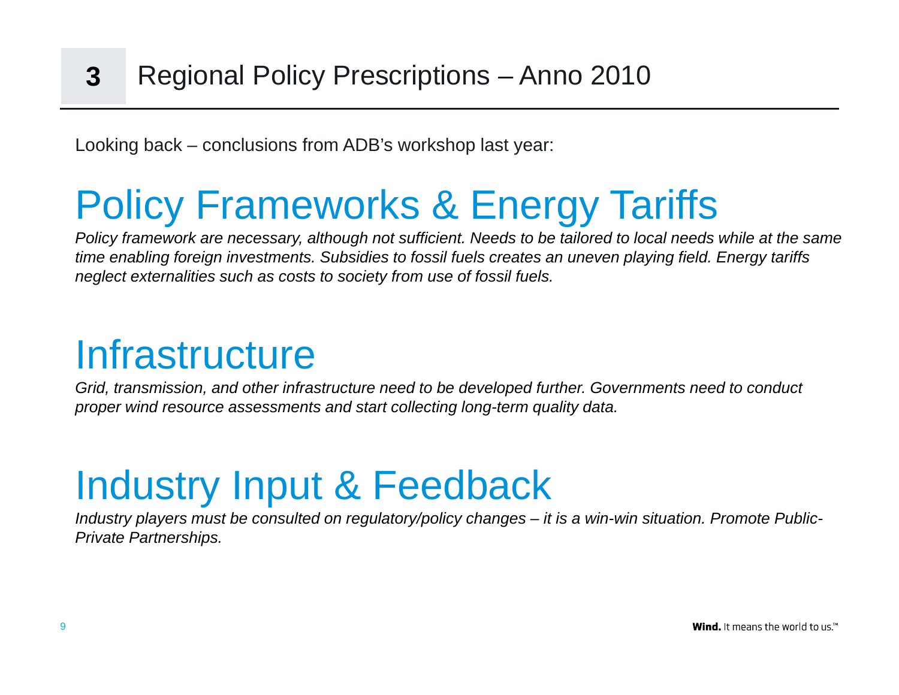# 3 Regional Policy Prescriptions – Anno 2010

Looking back – conclusions from ADB's workshop last year:

## Policy Frameworks & Energy Tariffs

*Policy framework are necessary, although not sufficient. Needs to be tailored to local needs while at the same time enabling foreign investments. Subsidies to fossil fuels creates an uneven playing field. Energy tariffs neglect externalities such as costs to society from use of fossil fuels.*

## Infrastructure

*Grid, transmission, and other infrastructure need to be developed further. Governments need to conduct proper wind resource assessments and start collecting long-term quality data.*

## Industry Input & Feedback

*Industry players must be consulted on regulatory/policy changes – it is a win-win situation. Promote Public-Private Partnerships.*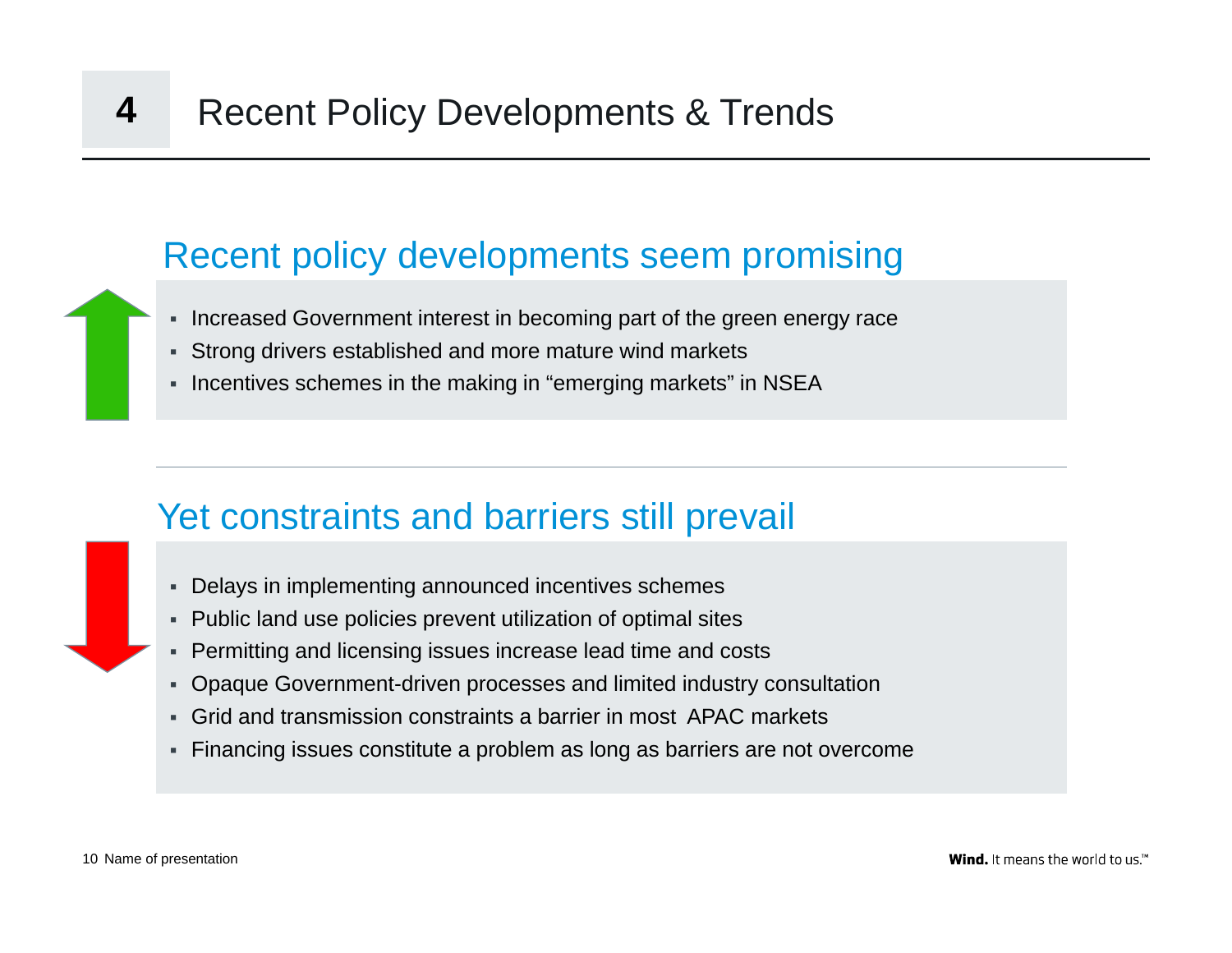# 4 Recent Policy Developments & Trends

## Recent policy developments seem promising

- Increased Government interest in becoming part of the green energy race
- Strong drivers established and more mature wind markets
- Incentives schemes in the making in “emerging markets” in NSEA

## Yet constraints and barriers still prevail

- Delays in implementing announced incentives schemes
- Public land use policies prevent utilization of optimal sites
- Permitting and licensing issues increase lead time and costs
- Opaque Government-driven processes and limited industry consultation
- Grid and transmission constraints a barrier in most APAC markets
- Financing issues constitute a problem as long as barriers are not overcome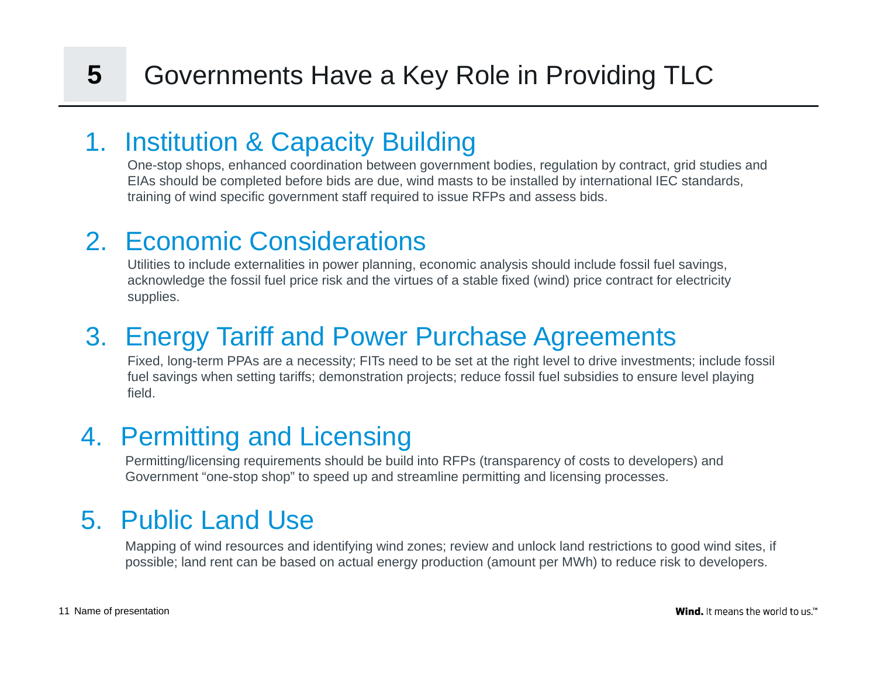# 5 Governments Have a Key Role in Providing TLC

## 1. Institution & Capacity Building

One-stop shops, enhanced coordination between government bodies, regulation by contract, grid studies and EIAs should be completed before bids are due, wind masts to be installed by international IEC standards, training of wind specific government staff required to issue RFPs and assess bids.

## 2. Economic Considerations

Utilities to include externalities in power planning, economic analysis should include fossil fuel savings, acknowledge the fossil fuel price risk and the virtues of a stable fixed (wind) price contract for electricity supplies.

## 3. Energy Tariff and Power Purchase Agreements

Fixed, long-term PPAs are a necessity; FITs need to be set at the right level to drive investments; include fossil fuel savings when setting tariffs; demonstration projects; reduce fossil fuel subsidies to ensure level playing field.

## 4. Permitting and Licensing

Permitting/licensing requirements should be build into RFPs (transparency of costs to developers) and Government "one-stop shop" to speed up and streamline permitting and licensing processes.

## 5. Public Land Use

Mapping of wind resources and identifying wind zones; review and unlock land restrictions to good wind sites, if possible; land rent can be based on actual energy production (amount per MWh) to reduce risk to developers.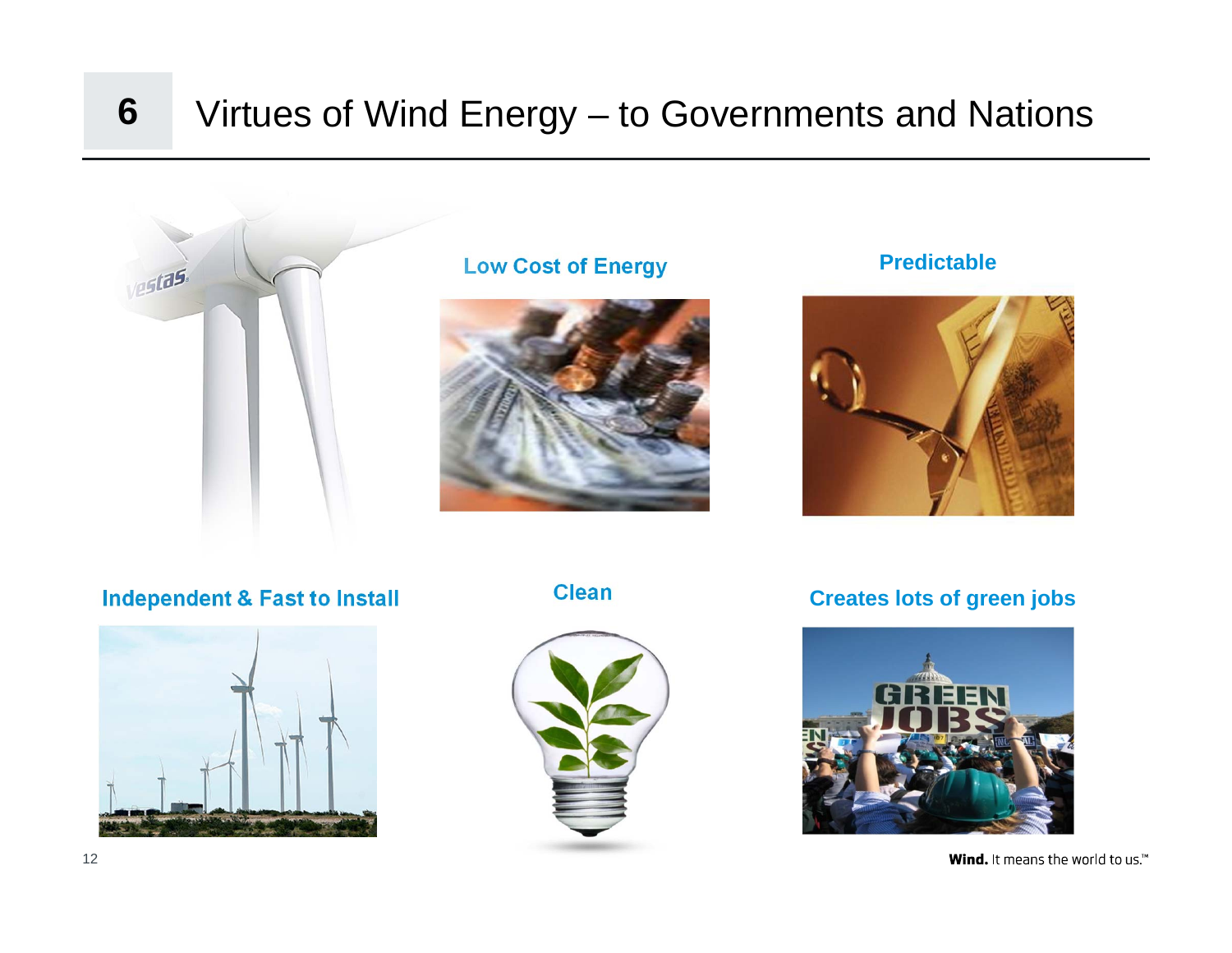# 6 Virtues of Wind Energy – to Governments and Nations

**Low Cost of Energy**

**Predictable**

**Independent & Fast to Install**

**Clean**

**Creates lots of green jobs**

**Wind.** It means the world to us.™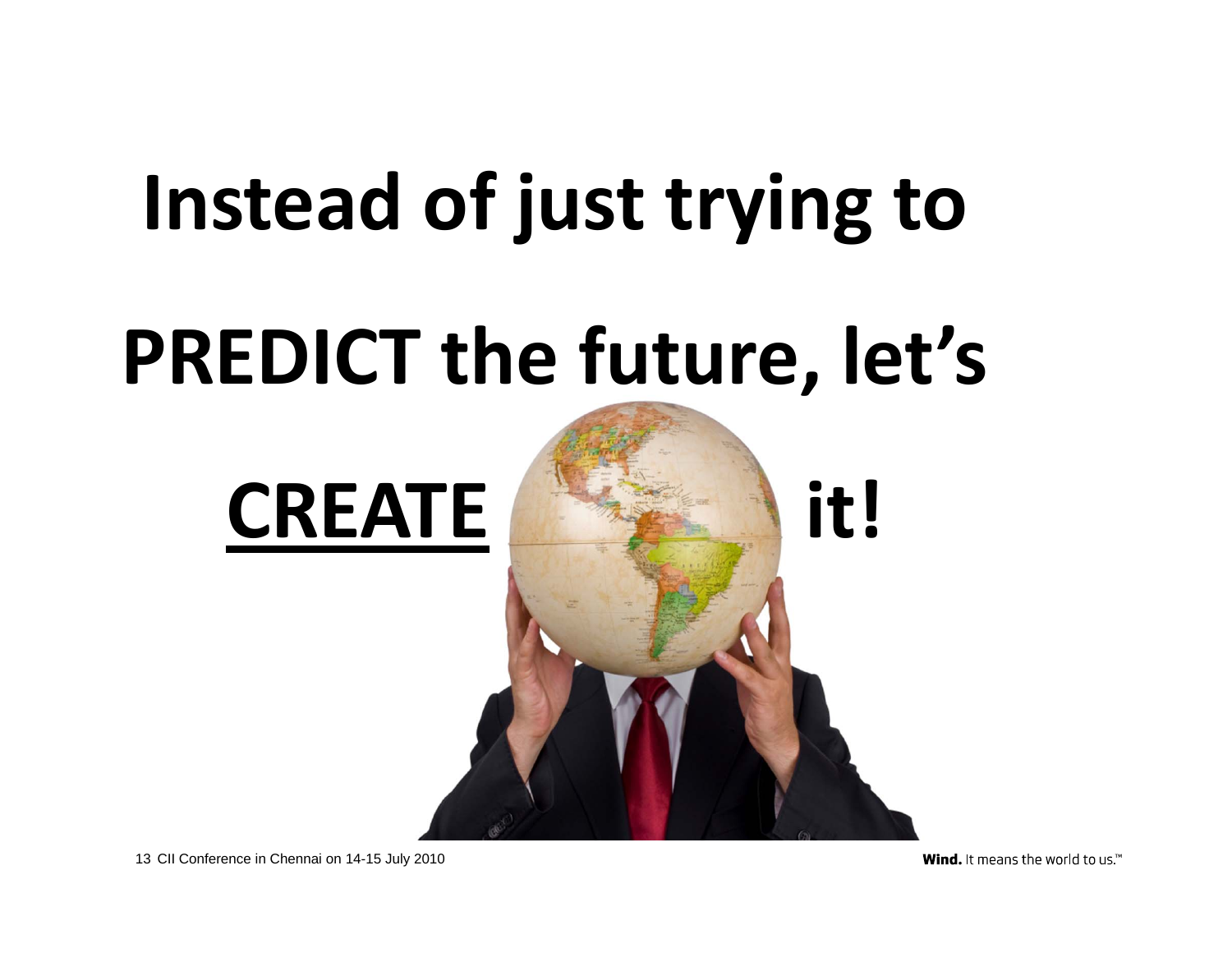# Instead of just trying to PREDICT the future, let's <u>CREATE</u> it!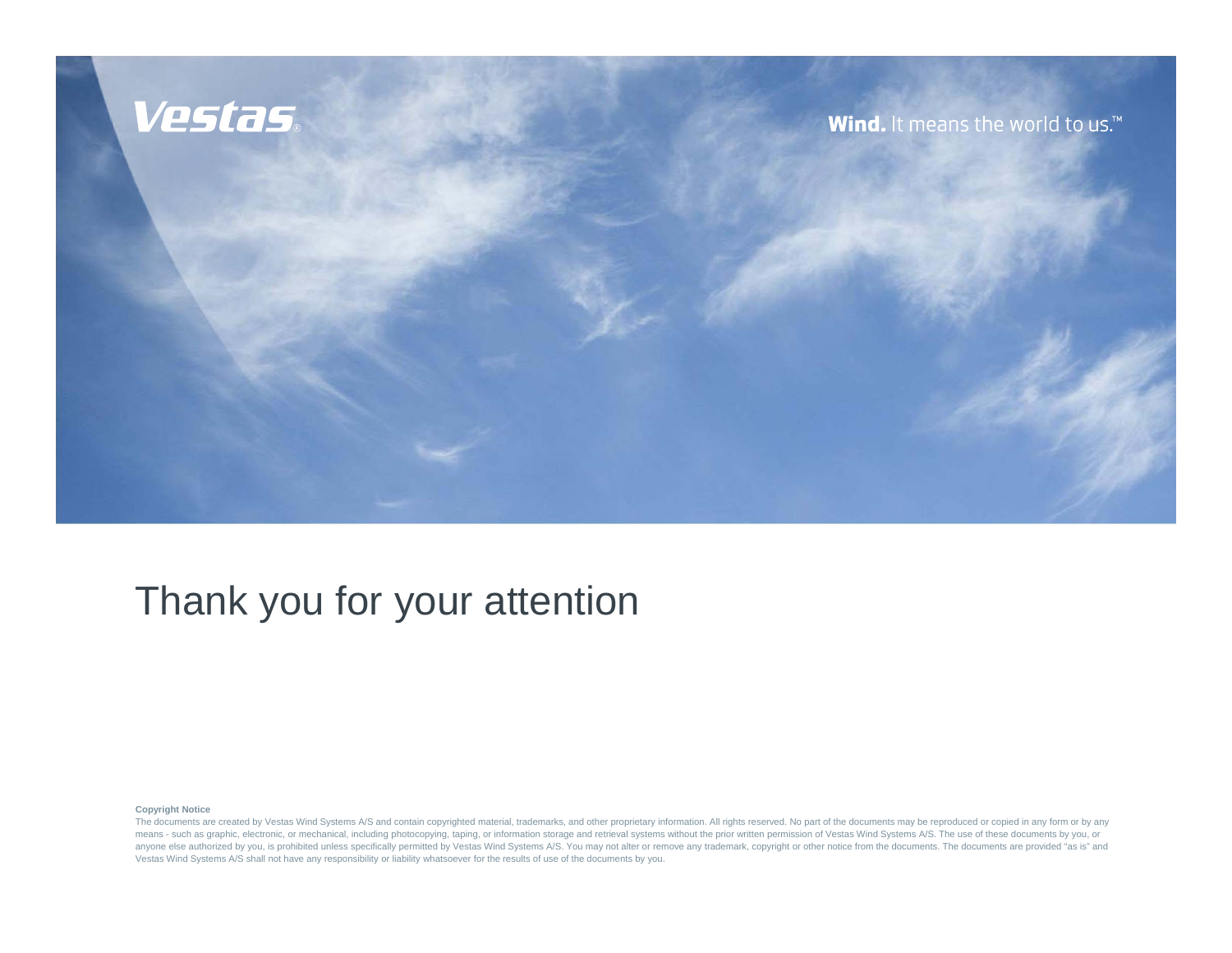Vestas

**Wind.** It means the world to us.™

# Thank you for your attention

**Copyright Notice**

The documents are created by Vestas Wind Systems A/S and contain copyrighted material, trademarks, and other proprietary information. All rights reserved. No part of the documents may be reproduced or copied in any form or by any means - such as graphic, electronic, or mechanical, including photocopying, taping, or information storage and retrieval systems without the prior written permission of Vestas Wind Systems A/S. The use of these documents by you, or anyone else authorized by you, is prohibited unless specifically permitted by Vestas Wind Systems A/S. You may not alter or remove any trademark, copyright or other notice from the documents. The documents are provided "as is" and Vestas Wind Systems A/S shall not have any responsibility or liability whatsoever for the results of use of the documents by you.